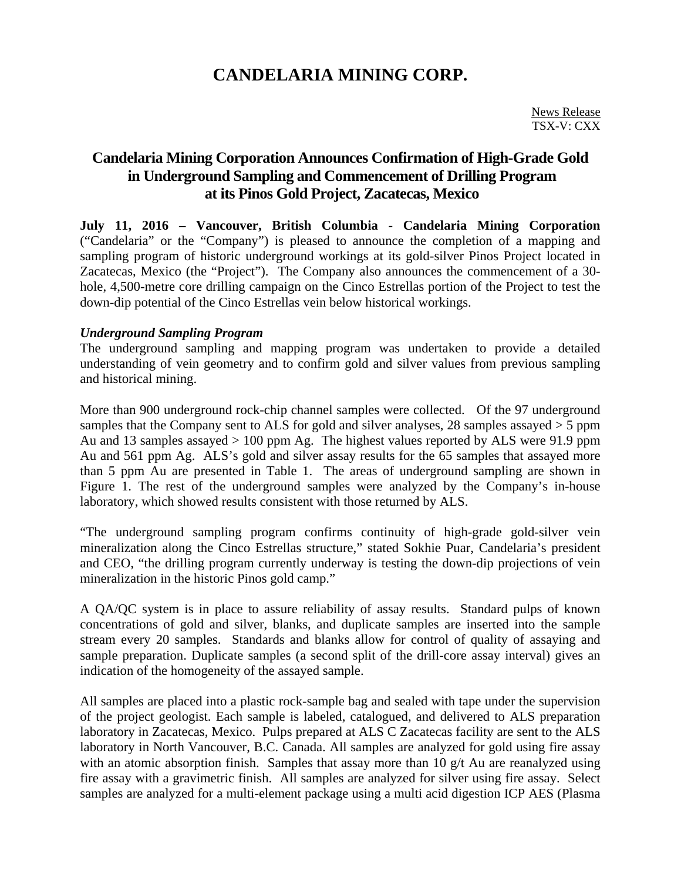# CANDELARIA MINING CORP.

News Release
TSX-V: CXX

## Candelaria Mining Corporation Announces Confirmation of High-Grade Gold in Underground Sampling and Commencement of Drilling Program at its Pinos Gold Project, Zacatecas, Mexico

**July 11, 2016 – Vancouver, British Columbia** - **Candelaria Mining Corporation** ("Candelaria" or the "Company") is pleased to announce the completion of a mapping and sampling program of historic underground workings at its gold-silver Pinos Project located in Zacatecas, Mexico (the "Project"). The Company also announces the commencement of a 30-hole, 4,500-metre core drilling campaign on the Cinco Estrellas portion of the Project to test the down-dip potential of the Cinco Estrellas vein below historical workings.

***Underground Sampling Program***

The underground sampling and mapping program was undertaken to provide a detailed understanding of vein geometry and to confirm gold and silver values from previous sampling and historical mining.

More than 900 underground rock-chip channel samples were collected. Of the 97 underground samples that the Company sent to ALS for gold and silver analyses, 28 samples assayed > 5 ppm Au and 13 samples assayed > 100 ppm Ag. The highest values reported by ALS were 91.9 ppm Au and 561 ppm Ag. ALS's gold and silver assay results for the 65 samples that assayed more than 5 ppm Au are presented in Table 1. The areas of underground sampling are shown in Figure 1. The rest of the underground samples were analyzed by the Company's in-house laboratory, which showed results consistent with those returned by ALS.

"The underground sampling program confirms continuity of high-grade gold-silver vein mineralization along the Cinco Estrellas structure," stated Sokhie Puar, Candelaria's president and CEO, "the drilling program currently underway is testing the down-dip projections of vein mineralization in the historic Pinos gold camp."

A QA/QC system is in place to assure reliability of assay results. Standard pulps of known concentrations of gold and silver, blanks, and duplicate samples are inserted into the sample stream every 20 samples. Standards and blanks allow for control of quality of assaying and sample preparation. Duplicate samples (a second split of the drill-core assay interval) gives an indication of the homogeneity of the assayed sample.

All samples are placed into a plastic rock-sample bag and sealed with tape under the supervision of the project geologist. Each sample is labeled, catalogued, and delivered to ALS preparation laboratory in Zacatecas, Mexico. Pulps prepared at ALS C Zacatecas facility are sent to the ALS laboratory in North Vancouver, B.C. Canada. All samples are analyzed for gold using fire assay with an atomic absorption finish. Samples that assay more than 10 g/t Au are reanalyzed using fire assay with a gravimetric finish. All samples are analyzed for silver using fire assay. Select samples are analyzed for a multi-element package using a multi acid digestion ICP AES (Plasma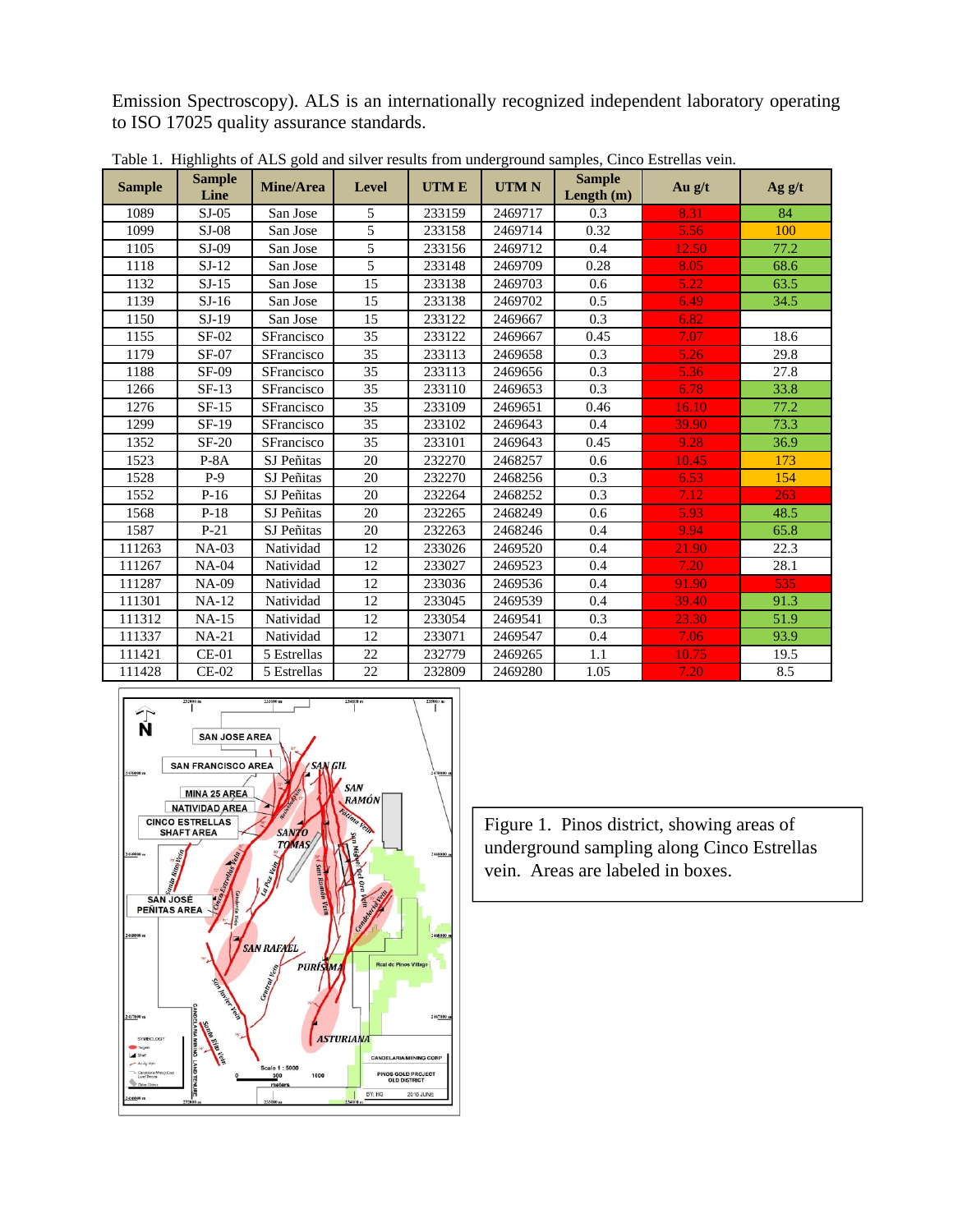Emission Spectroscopy). ALS is an internationally recognized independent laboratory operating to ISO 17025 quality assurance standards.

Table 1. Highlights of ALS gold and silver results from underground samples, Cinco Estrellas vein.

| Sample | Sample Line | Mine/Area | Level | UTM E | UTM N | Sample Length (m) | Au g/t | Ag g/t |
|---|---|---|---|---|---|---|---|---|
| 1089 | SJ-05 | San Jose | 5 | 233159 | 2469717 | 0.3 | 8.31 | 84 |
| 1099 | SJ-08 | San Jose | 5 | 233158 | 2469714 | 0.32 | 5.56 | 100 |
| 1105 | SJ-09 | San Jose | 5 | 233156 | 2469712 | 0.4 | 12.50 | 77.2 |
| 1118 | SJ-12 | San Jose | 5 | 233148 | 2469709 | 0.28 | 8.05 | 68.6 |
| 1132 | SJ-15 | San Jose | 15 | 233138 | 2469703 | 0.6 | 5.22 | 63.5 |
| 1139 | SJ-16 | San Jose | 15 | 233138 | 2469702 | 0.5 | 6.49 | 34.5 |
| 1150 | SJ-19 | San Jose | 15 | 233122 | 2469667 | 0.3 | 6.82 | |
| 1155 | SF-02 | SFrancisco | 35 | 233122 | 2469667 | 0.45 | 7.07 | 18.6 |
| 1179 | SF-07 | SFrancisco | 35 | 233113 | 2469658 | 0.3 | 5.26 | 29.8 |
| 1188 | SF-09 | SFrancisco | 35 | 233113 | 2469656 | 0.3 | 5.36 | 27.8 |
| 1266 | SF-13 | SFrancisco | 35 | 233110 | 2469653 | 0.3 | 6.78 | 33.8 |
| 1276 | SF-15 | SFrancisco | 35 | 233109 | 2469651 | 0.46 | 16.10 | 77.2 |
| 1299 | SF-19 | SFrancisco | 35 | 233102 | 2469643 | 0.4 | 39.90 | 73.3 |
| 1352 | SF-20 | SFrancisco | 35 | 233101 | 2469643 | 0.45 | 9.28 | 36.9 |
| 1523 | P-8A | SJ Peñitas | 20 | 232270 | 2468257 | 0.6 | 10.45 | 173 |
| 1528 | P-9 | SJ Peñitas | 20 | 232270 | 2468256 | 0.3 | 6.53 | 154 |
| 1552 | P-16 | SJ Peñitas | 20 | 232264 | 2468252 | 0.3 | 7.12 | 263 |
| 1568 | P-18 | SJ Peñitas | 20 | 232265 | 2468249 | 0.6 | 5.93 | 48.5 |
| 1587 | P-21 | SJ Peñitas | 20 | 232263 | 2468246 | 0.4 | 9.94 | 65.8 |
| 111263 | NA-03 | Natividad | 12 | 233026 | 2469520 | 0.4 | 21.90 | 22.3 |
| 111267 | NA-04 | Natividad | 12 | 233027 | 2469523 | 0.4 | 7.20 | 28.1 |
| 111287 | NA-09 | Natividad | 12 | 233036 | 2469536 | 0.4 | 91.90 | 535 |
| 111301 | NA-12 | Natividad | 12 | 233045 | 2469539 | 0.4 | 39.40 | 91.3 |
| 111312 | NA-15 | Natividad | 12 | 233054 | 2469541 | 0.3 | 23.30 | 51.9 |
| 111337 | NA-21 | Natividad | 12 | 233071 | 2469547 | 0.4 | 7.06 | 93.9 |
| 111421 | CE-01 | 5 Estrellas | 22 | 232779 | 2469265 | 1.1 | 10.75 | 19.5 |
| 111428 | CE-02 | 5 Estrellas | 22 | 232809 | 2469280 | 1.05 | 7.20 | 8.5 |

Figure 1. Pinos district, showing areas of underground sampling along Cinco Estrellas vein. Areas are labeled in boxes.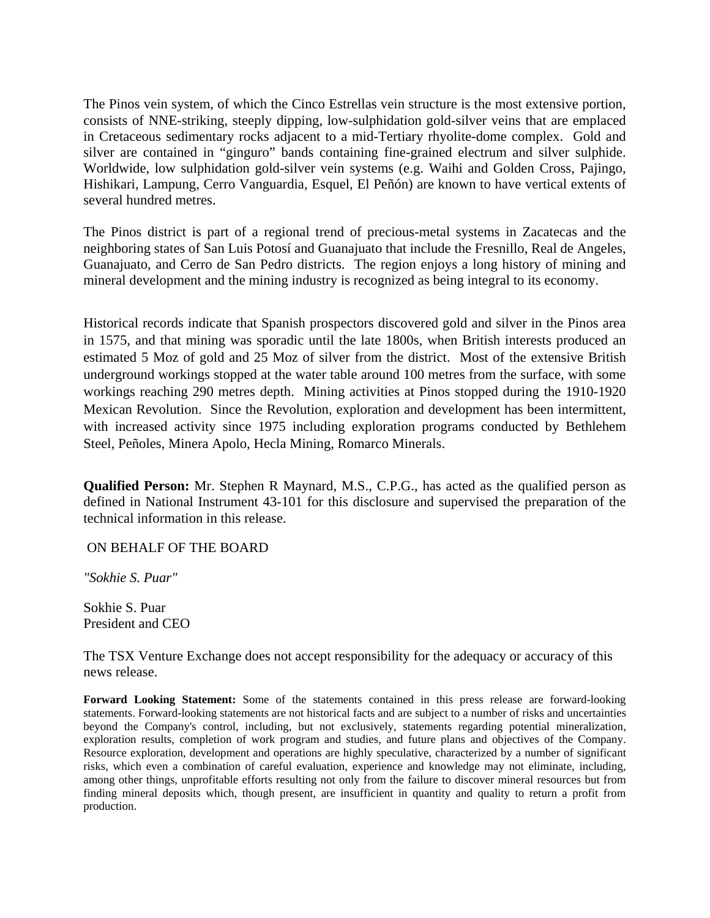The Pinos vein system, of which the Cinco Estrellas vein structure is the most extensive portion, consists of NNE-striking, steeply dipping, low-sulphidation gold-silver veins that are emplaced in Cretaceous sedimentary rocks adjacent to a mid-Tertiary rhyolite-dome complex. Gold and silver are contained in "ginguro" bands containing fine-grained electrum and silver sulphide. Worldwide, low sulphidation gold-silver vein systems (e.g. Waihi and Golden Cross, Pajingo, Hishikari, Lampung, Cerro Vanguardia, Esquel, El Peñón) are known to have vertical extents of several hundred metres.

The Pinos district is part of a regional trend of precious-metal systems in Zacatecas and the neighboring states of San Luis Potosí and Guanajuato that include the Fresnillo, Real de Angeles, Guanajuato, and Cerro de San Pedro districts. The region enjoys a long history of mining and mineral development and the mining industry is recognized as being integral to its economy.

Historical records indicate that Spanish prospectors discovered gold and silver in the Pinos area in 1575, and that mining was sporadic until the late 1800s, when British interests produced an estimated 5 Moz of gold and 25 Moz of silver from the district. Most of the extensive British underground workings stopped at the water table around 100 metres from the surface, with some workings reaching 290 metres depth. Mining activities at Pinos stopped during the 1910-1920 Mexican Revolution. Since the Revolution, exploration and development has been intermittent, with increased activity since 1975 including exploration programs conducted by Bethlehem Steel, Peñoles, Minera Apolo, Hecla Mining, Romarco Minerals.

**Qualified Person:** Mr. Stephen R Maynard, M.S., C.P.G., has acted as the qualified person as defined in National Instrument 43-101 for this disclosure and supervised the preparation of the technical information in this release.

ON BEHALF OF THE BOARD

*"Sokhie S. Puar"*

Sokhie S. Puar
President and CEO

The TSX Venture Exchange does not accept responsibility for the adequacy or accuracy of this news release.

**Forward Looking Statement:** Some of the statements contained in this press release are forward-looking statements. Forward-looking statements are not historical facts and are subject to a number of risks and uncertainties beyond the Company's control, including, but not exclusively, statements regarding potential mineralization, exploration results, completion of work program and studies, and future plans and objectives of the Company. Resource exploration, development and operations are highly speculative, characterized by a number of significant risks, which even a combination of careful evaluation, experience and knowledge may not eliminate, including, among other things, unprofitable efforts resulting not only from the failure to discover mineral resources but from finding mineral deposits which, though present, are insufficient in quantity and quality to return a profit from production.